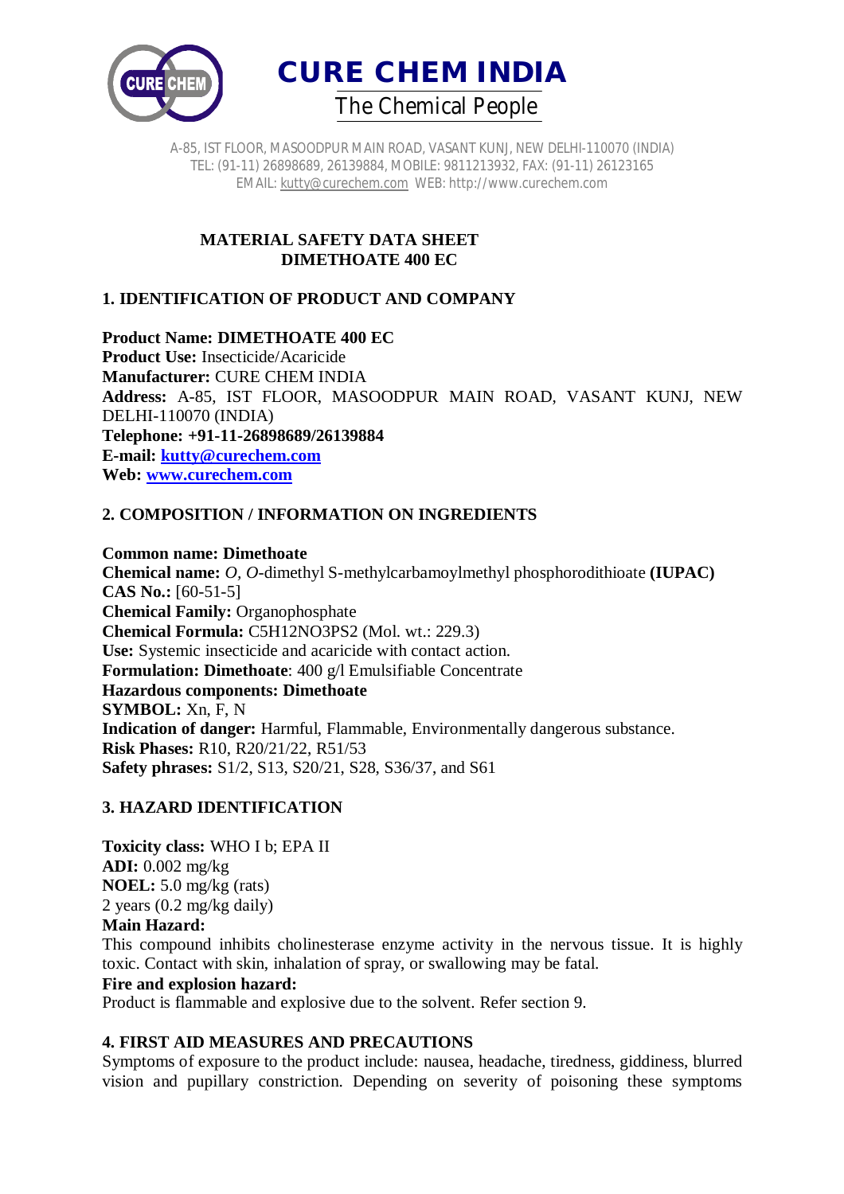# CURE CHEM INDIA

The Chemical People

A-85, IST FLOOR, MASOODPUR MAIN ROAD, VASANT KUNJ, NEW DELHI-110070 (INDIA)
TEL: (91-11) 26898689, 26139884, MOBILE: 9811213932, FAX: (91-11) 26123165
EMAIL: kutty@curechem.com WEB: http://www.curechem.com

**MATERIAL SAFETY DATA SHEET**
**DIMETHOATE 400 EC**

## 1. IDENTIFICATION OF PRODUCT AND COMPANY

**Product Name: DIMETHOATE 400 EC**
**Product Use:** Insecticide/Acaricide
**Manufacturer:** CURE CHEM INDIA
**Address:** A-85, IST FLOOR, MASOODPUR MAIN ROAD, VASANT KUNJ, NEW DELHI-110070 (INDIA)
**Telephone: +91-11-26898689/26139884**
**E-mail: kutty@curechem.com**
**Web: www.curechem.com**

## 2. COMPOSITION / INFORMATION ON INGREDIENTS

**Common name: Dimethoate**
**Chemical name:** *O, O*-dimethyl S-methylcarbamoylmethyl phosphorodithioate **(IUPAC)**
**CAS No.:** [60-51-5]
**Chemical Family:** Organophosphate
**Chemical Formula:** $C_5H_{12}NO_3PS_2$ (Mol. wt.: 229.3)
**Use:** Systemic insecticide and acaricide with contact action.
**Formulation: Dimethoate**: 400 g/l Emulsifiable Concentrate
**Hazardous components: Dimethoate**
**SYMBOL:** Xn, F, N
**Indication of danger:** Harmful, Flammable, Environmentally dangerous substance.
**Risk Phases:** R10, R20/21/22, R51/53
**Safety phrases:** S1/2, S13, S20/21, S28, S36/37, and S61

## 3. HAZARD IDENTIFICATION

**Toxicity class:** WHO I b; EPA II
**ADI:** 0.002 mg/kg
**NOEL:** 5.0 mg/kg (rats)
2 years (0.2 mg/kg daily)
**Main Hazard:**
This compound inhibits cholinesterase enzyme activity in the nervous tissue. It is highly toxic. Contact with skin, inhalation of spray, or swallowing may be fatal.
**Fire and explosion hazard:**
Product is flammable and explosive due to the solvent. Refer section 9.

## 4. FIRST AID MEASURES AND PRECAUTIONS

Symptoms of exposure to the product include: nausea, headache, tiredness, giddiness, blurred vision and pupillary constriction. Depending on severity of poisoning these symptoms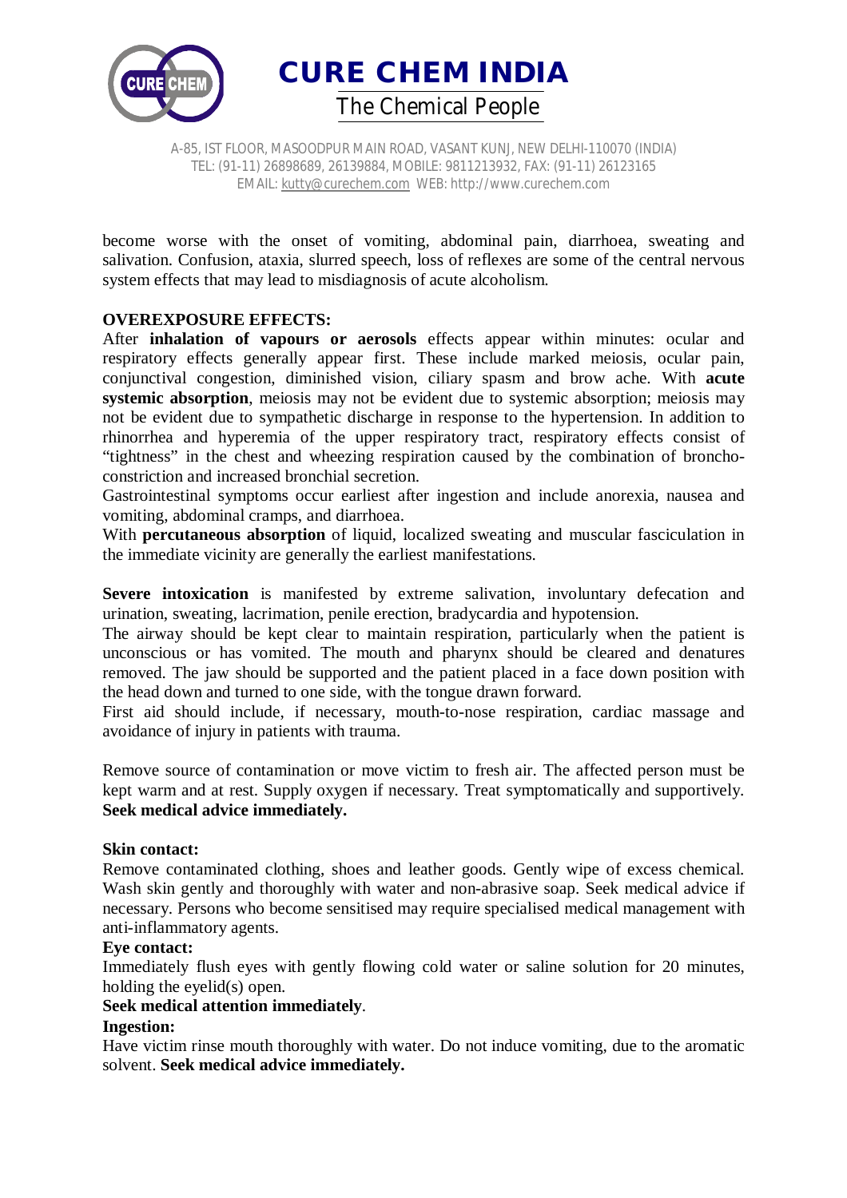become worse with the onset of vomiting, abdominal pain, diarrhoea, sweating and salivation. Confusion, ataxia, slurred speech, loss of reflexes are some of the central nervous system effects that may lead to misdiagnosis of acute alcoholism.

**OVEREXPOSURE EFFECTS:**

After **inhalation of vapours or aerosols** effects appear within minutes: ocular and respiratory effects generally appear first. These include marked meiosis, ocular pain, conjunctival congestion, diminished vision, ciliary spasm and brow ache. With **acute systemic absorption**, meiosis may not be evident due to systemic absorption; meiosis may not be evident due to sympathetic discharge in response to the hypertension. In addition to rhinorrhea and hyperemia of the upper respiratory tract, respiratory effects consist of "tightness" in the chest and wheezing respiration caused by the combination of broncho-constriction and increased bronchial secretion.

Gastrointestinal symptoms occur earliest after ingestion and include anorexia, nausea and vomiting, abdominal cramps, and diarrhoea.

With **percutaneous absorption** of liquid, localized sweating and muscular fasciculation in the immediate vicinity are generally the earliest manifestations.

**Severe intoxication** is manifested by extreme salivation, involuntary defecation and urination, sweating, lacrimation, penile erection, bradycardia and hypotension.

The airway should be kept clear to maintain respiration, particularly when the patient is unconscious or has vomited. The mouth and pharynx should be cleared and denatures removed. The jaw should be supported and the patient placed in a face down position with the head down and turned to one side, with the tongue drawn forward.

First aid should include, if necessary, mouth-to-nose respiration, cardiac massage and avoidance of injury in patients with trauma.

Remove source of contamination or move victim to fresh air. The affected person must be kept warm and at rest. Supply oxygen if necessary. Treat symptomatically and supportively. **Seek medical advice immediately.**

**Skin contact:**

Remove contaminated clothing, shoes and leather goods. Gently wipe of excess chemical. Wash skin gently and thoroughly with water and non-abrasive soap. Seek medical advice if necessary. Persons who become sensitised may require specialised medical management with anti-inflammatory agents.

**Eye contact:**

Immediately flush eyes with gently flowing cold water or saline solution for 20 minutes, holding the eyelid(s) open.

**Seek medical attention immediately**.

**Ingestion:**

Have victim rinse mouth thoroughly with water. Do not induce vomiting, due to the aromatic solvent. **Seek medical advice immediately.**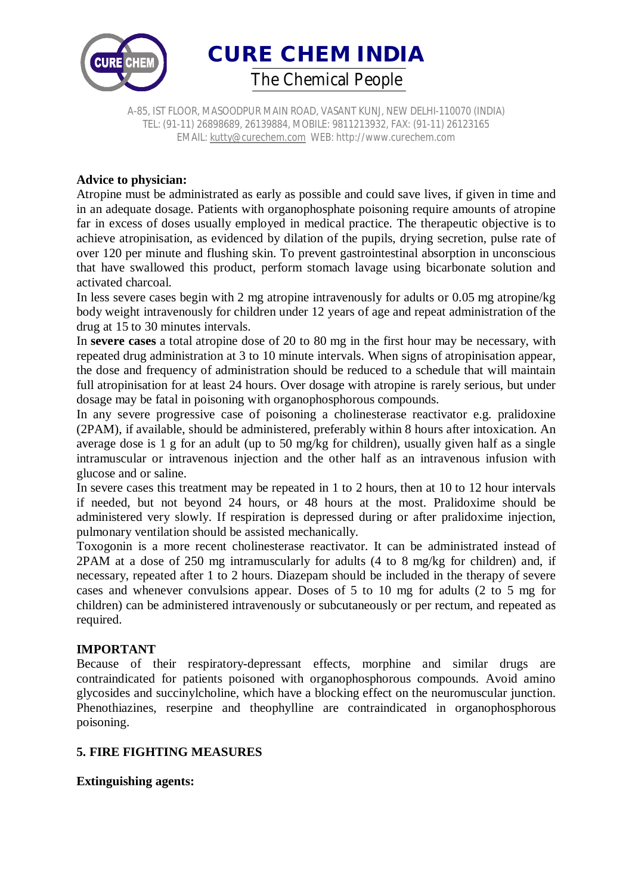**Advice to physician:**

Atropine must be administrated as early as possible and could save lives, if given in time and in an adequate dosage. Patients with organophosphate poisoning require amounts of atropine far in excess of doses usually employed in medical practice. The therapeutic objective is to achieve atropinisation, as evidenced by dilation of the pupils, drying secretion, pulse rate of over 120 per minute and flushing skin. To prevent gastrointestinal absorption in unconscious that have swallowed this product, perform stomach lavage using bicarbonate solution and activated charcoal.

In less severe cases begin with 2 mg atropine intravenously for adults or 0.05 mg atropine/kg body weight intravenously for children under 12 years of age and repeat administration of the drug at 15 to 30 minutes intervals.

In **severe cases** a total atropine dose of 20 to 80 mg in the first hour may be necessary, with repeated drug administration at 3 to 10 minute intervals. When signs of atropinisation appear, the dose and frequency of administration should be reduced to a schedule that will maintain full atropinisation for at least 24 hours. Over dosage with atropine is rarely serious, but under dosage may be fatal in poisoning with organophosphorous compounds.

In any severe progressive case of poisoning a cholinesterase reactivator e.g. pralidoxine (2PAM), if available, should be administered, preferably within 8 hours after intoxication. An average dose is 1 g for an adult (up to 50 mg/kg for children), usually given half as a single intramuscular or intravenous injection and the other half as an intravenous infusion with glucose and or saline.

In severe cases this treatment may be repeated in 1 to 2 hours, then at 10 to 12 hour intervals if needed, but not beyond 24 hours, or 48 hours at the most. Pralidoxime should be administered very slowly. If respiration is depressed during or after pralidoxime injection, pulmonary ventilation should be assisted mechanically.

Toxogonin is a more recent cholinesterase reactivator. It can be administrated instead of 2PAM at a dose of 250 mg intramuscularly for adults (4 to 8 mg/kg for children) and, if necessary, repeated after 1 to 2 hours. Diazepam should be included in the therapy of severe cases and whenever convulsions appear. Doses of 5 to 10 mg for adults (2 to 5 mg for children) can be administered intravenously or subcutaneously or per rectum, and repeated as required.

**IMPORTANT**

Because of their respiratory-depressant effects, morphine and similar drugs are contraindicated for patients poisoned with organophosphorous compounds. Avoid amino glycosides and succinylcholine, which have a blocking effect on the neuromuscular junction. Phenothiazines, reserpine and theophylline are contraindicated in organophosphorous poisoning.

## 5. FIRE FIGHTING MEASURES

**Extinguishing agents:**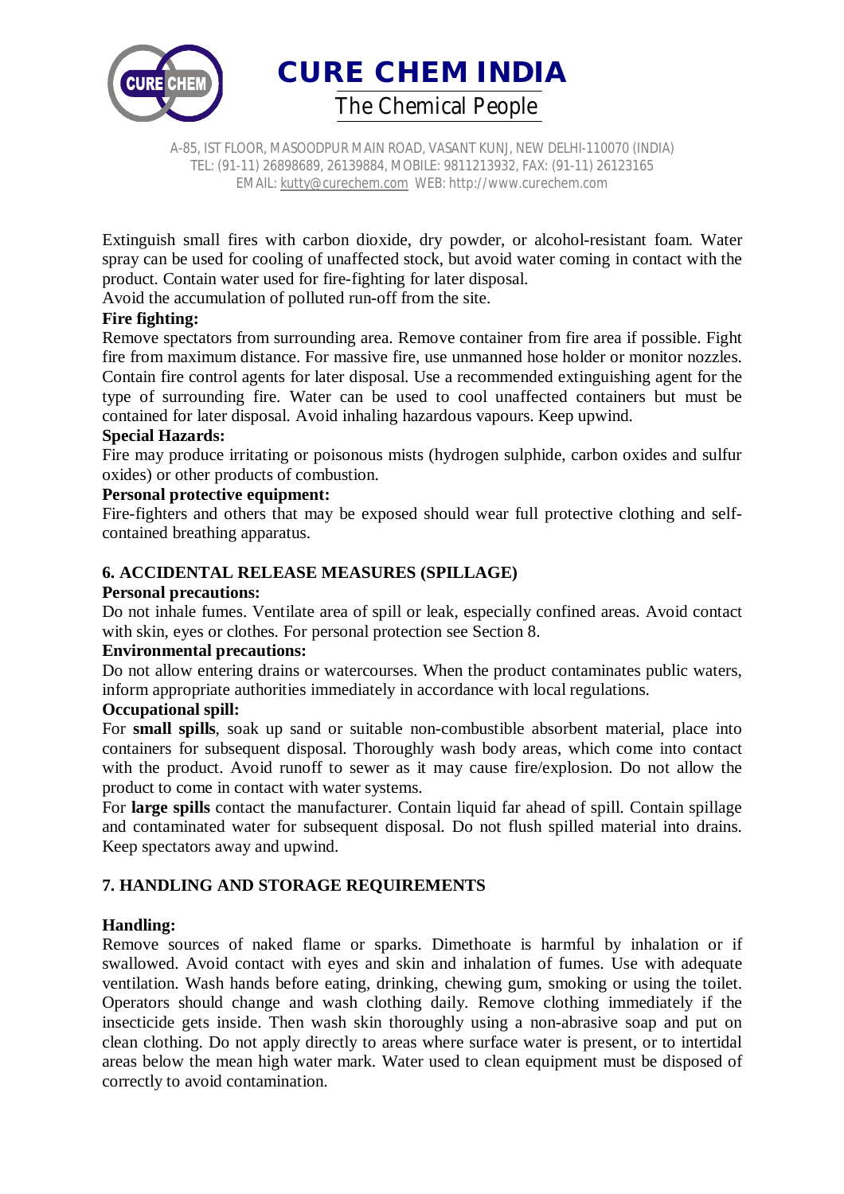Extinguish small fires with carbon dioxide, dry powder, or alcohol-resistant foam. Water spray can be used for cooling of unaffected stock, but avoid water coming in contact with the product. Contain water used for fire-fighting for later disposal.

Avoid the accumulation of polluted run-off from the site.

**Fire fighting:**

Remove spectators from surrounding area. Remove container from fire area if possible. Fight fire from maximum distance. For massive fire, use unmanned hose holder or monitor nozzles. Contain fire control agents for later disposal. Use a recommended extinguishing agent for the type of surrounding fire. Water can be used to cool unaffected containers but must be contained for later disposal. Avoid inhaling hazardous vapours. Keep upwind.

**Special Hazards:**

Fire may produce irritating or poisonous mists (hydrogen sulphide, carbon oxides and sulfur oxides) or other products of combustion.

**Personal protective equipment:**

Fire-fighters and others that may be exposed should wear full protective clothing and self-contained breathing apparatus.

## 6. ACCIDENTAL RELEASE MEASURES (SPILLAGE)

**Personal precautions:**

Do not inhale fumes. Ventilate area of spill or leak, especially confined areas. Avoid contact with skin, eyes or clothes. For personal protection see Section 8.

**Environmental precautions:**

Do not allow entering drains or watercourses. When the product contaminates public waters, inform appropriate authorities immediately in accordance with local regulations.

**Occupational spill:**

For **small spills**, soak up sand or suitable non-combustible absorbent material, place into containers for subsequent disposal. Thoroughly wash body areas, which come into contact with the product. Avoid runoff to sewer as it may cause fire/explosion. Do not allow the product to come in contact with water systems.

For **large spills** contact the manufacturer. Contain liquid far ahead of spill. Contain spillage and contaminated water for subsequent disposal. Do not flush spilled material into drains. Keep spectators away and upwind.

## 7. HANDLING AND STORAGE REQUIREMENTS

**Handling:**

Remove sources of naked flame or sparks. Dimethoate is harmful by inhalation or if swallowed. Avoid contact with eyes and skin and inhalation of fumes. Use with adequate ventilation. Wash hands before eating, drinking, chewing gum, smoking or using the toilet. Operators should change and wash clothing daily. Remove clothing immediately if the insecticide gets inside. Then wash skin thoroughly using a non-abrasive soap and put on clean clothing. Do not apply directly to areas where surface water is present, or to intertidal areas below the mean high water mark. Water used to clean equipment must be disposed of correctly to avoid contamination.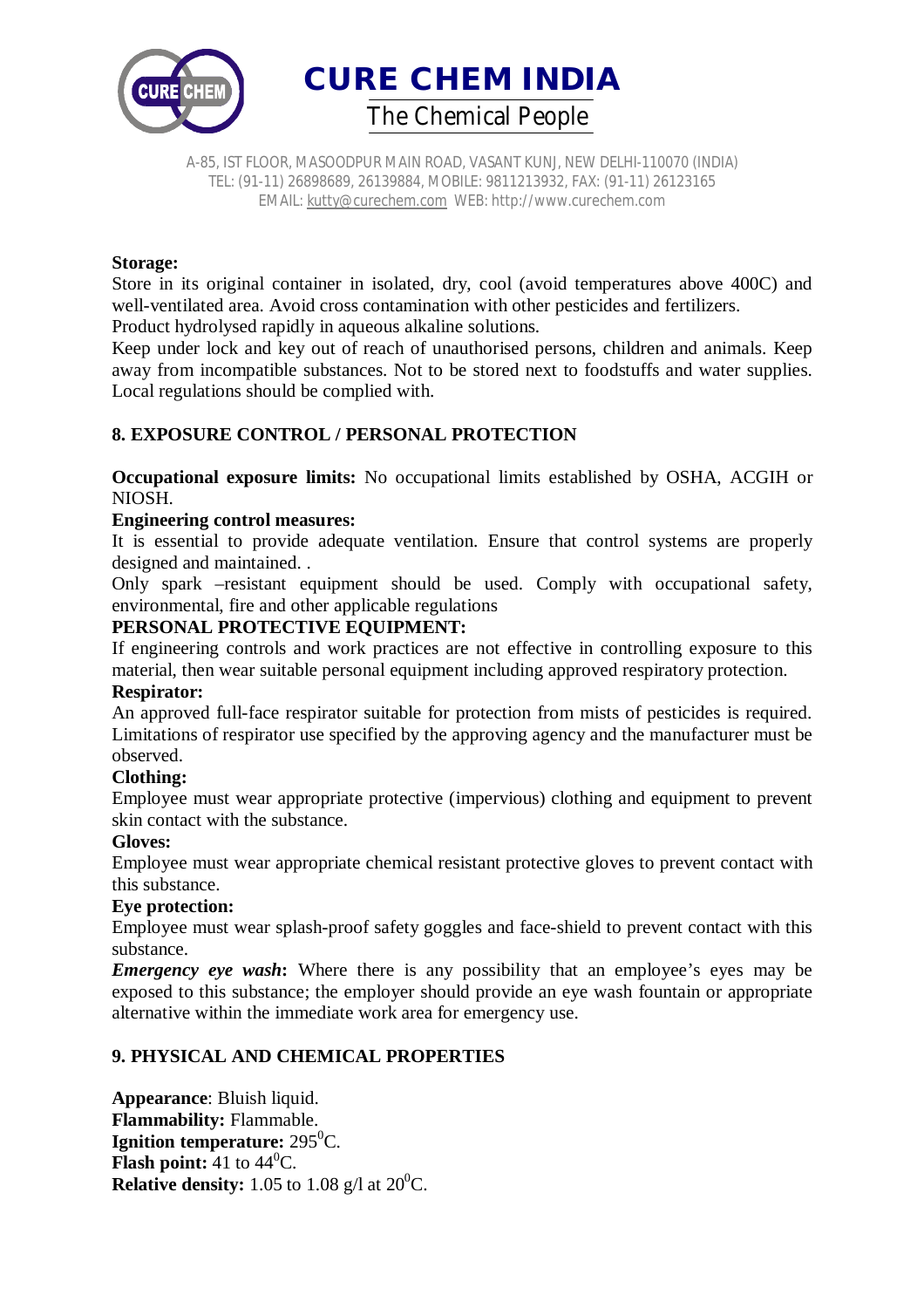**Storage:**

Store in its original container in isolated, dry, cool (avoid temperatures above 400C) and well-ventilated area. Avoid cross contamination with other pesticides and fertilizers.
Product hydrolysed rapidly in aqueous alkaline solutions.
Keep under lock and key out of reach of unauthorised persons, children and animals. Keep away from incompatible substances. Not to be stored next to foodstuffs and water supplies. Local regulations should be complied with.

## 8. EXPOSURE CONTROL / PERSONAL PROTECTION

**Occupational exposure limits:** No occupational limits established by OSHA, ACGIH or NIOSH.

**Engineering control measures:**

It is essential to provide adequate ventilation. Ensure that control systems are properly designed and maintained. .
Only spark –resistant equipment should be used. Comply with occupational safety, environmental, fire and other applicable regulations

**PERSONAL PROTECTIVE EQUIPMENT:**

If engineering controls and work practices are not effective in controlling exposure to this material, then wear suitable personal equipment including approved respiratory protection.

**Respirator:**

An approved full-face respirator suitable for protection from mists of pesticides is required. Limitations of respirator use specified by the approving agency and the manufacturer must be observed.

**Clothing:**

Employee must wear appropriate protective (impervious) clothing and equipment to prevent skin contact with the substance.

**Gloves:**

Employee must wear appropriate chemical resistant protective gloves to prevent contact with this substance.

**Eye protection:**

Employee must wear splash-proof safety goggles and face-shield to prevent contact with this substance.

***Emergency eye wash*****:** Where there is any possibility that an employee's eyes may be exposed to this substance; the employer should provide an eye wash fountain or appropriate alternative within the immediate work area for emergency use.

## 9. PHYSICAL AND CHEMICAL PROPERTIES

**Appearance**: Bluish liquid.
**Flammability:** Flammable.
**Ignition temperature:** $295^0$C.
**Flash point:** 41 to $44^0$C.
**Relative density:** 1.05 to 1.08 g/l at $20^0$C.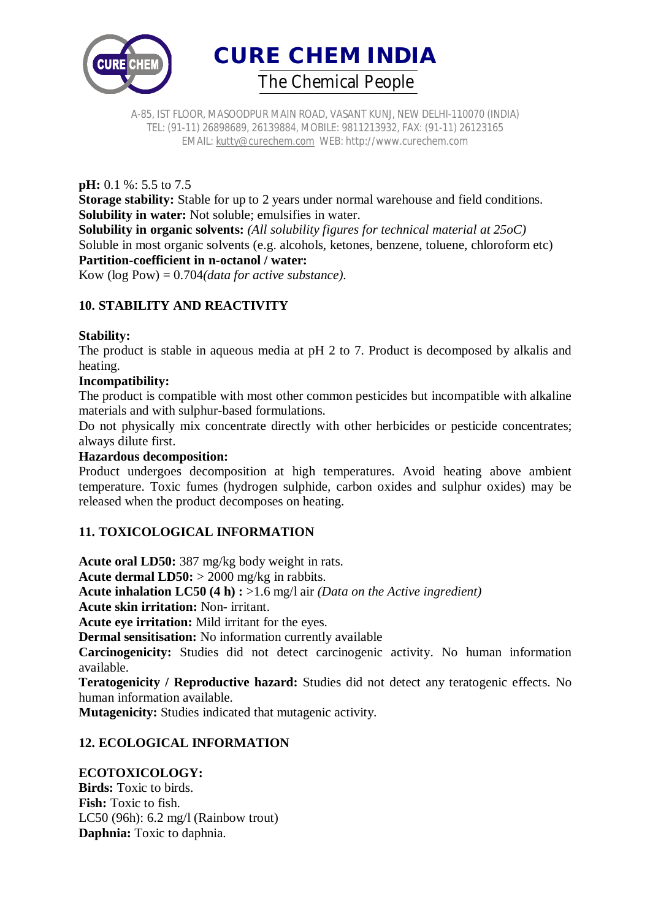**pH:** 0.1 %: 5.5 to 7.5
**Storage stability:** Stable for up to 2 years under normal warehouse and field conditions.
**Solubility in water:** Not soluble; emulsifies in water.
**Solubility in organic solvents:** *(All solubility figures for technical material at 25oC)*
Soluble in most organic solvents (e.g. alcohols, ketones, benzene, toluene, chloroform etc)
**Partition-coefficient in n-octanol / water:**
Kow (log Pow) = 0.704*(data for active substance).*

## 10. STABILITY AND REACTIVITY

**Stability:**
The product is stable in aqueous media at pH 2 to 7. Product is decomposed by alkalis and heating.
**Incompatibility:**
The product is compatible with most other common pesticides but incompatible with alkaline materials and with sulphur-based formulations.
Do not physically mix concentrate directly with other herbicides or pesticide concentrates; always dilute first.
**Hazardous decomposition:**
Product undergoes decomposition at high temperatures. Avoid heating above ambient temperature. Toxic fumes (hydrogen sulphide, carbon oxides and sulphur oxides) may be released when the product decomposes on heating.

## 11. TOXICOLOGICAL INFORMATION

**Acute oral LD50:** 387 mg/kg body weight in rats.
**Acute dermal LD50:** > 2000 mg/kg in rabbits.
**Acute inhalation LC50 (4 h) :** >1.6 mg/l air *(Data on the Active ingredient)*
**Acute skin irritation:** Non- irritant.
**Acute eye irritation:** Mild irritant for the eyes.
**Dermal sensitisation:** No information currently available
**Carcinogenicity:** Studies did not detect carcinogenic activity. No human information available.
**Teratogenicity / Reproductive hazard:** Studies did not detect any teratogenic effects. No human information available.
**Mutagenicity:** Studies indicated that mutagenic activity.

## 12. ECOLOGICAL INFORMATION

**ECOTOXICOLOGY:**
**Birds:** Toxic to birds.
**Fish:** Toxic to fish.
LC50 (96h): 6.2 mg/l (Rainbow trout)
**Daphnia:** Toxic to daphnia.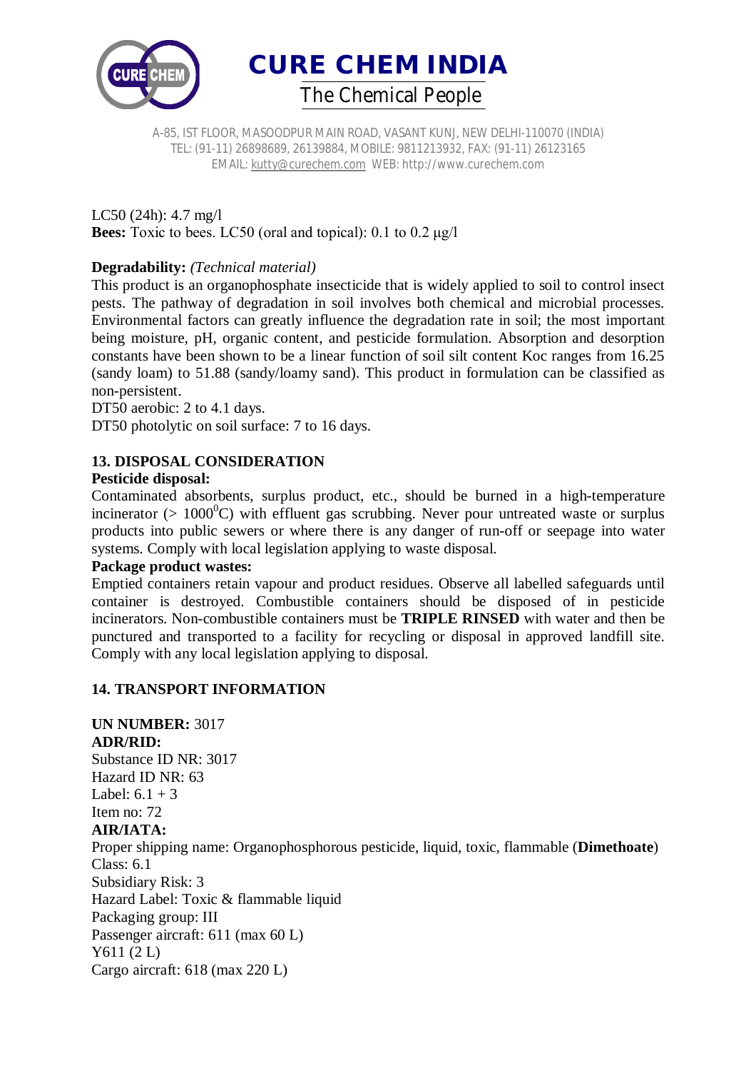LC50 (24h): 4.7 mg/l

**Bees:** Toxic to bees. LC50 (oral and topical): 0.1 to 0.2 μg/l

**Degradability:** *(Technical material)*

This product is an organophosphate insecticide that is widely applied to soil to control insect pests. The pathway of degradation in soil involves both chemical and microbial processes. Environmental factors can greatly influence the degradation rate in soil; the most important being moisture, pH, organic content, and pesticide formulation. Absorption and desorption constants have been shown to be a linear function of soil silt content Koc ranges from 16.25 (sandy loam) to 51.88 (sandy/loamy sand). This product in formulation can be classified as non-persistent.

DT50 aerobic: 2 to 4.1 days.

DT50 photolytic on soil surface: 7 to 16 days.

## 13. DISPOSAL CONSIDERATION

**Pesticide disposal:**

Contaminated absorbents, surplus product, etc., should be burned in a high-temperature incinerator (> $1000^0$C) with effluent gas scrubbing. Never pour untreated waste or surplus products into public sewers or where there is any danger of run-off or seepage into water systems. Comply with local legislation applying to waste disposal.

**Package product wastes:**

Emptied containers retain vapour and product residues. Observe all labelled safeguards until container is destroyed. Combustible containers should be disposed of in pesticide incinerators. Non-combustible containers must be **TRIPLE RINSED** with water and then be punctured and transported to a facility for recycling or disposal in approved landfill site. Comply with any local legislation applying to disposal.

## 14. TRANSPORT INFORMATION

**UN NUMBER:** 3017

**ADR/RID:**

Substance ID NR: 3017
Hazard ID NR: 63
Label: 6.1 + 3
Item no: 72

**AIR/IATA:**

Proper shipping name: Organophosphorous pesticide, liquid, toxic, flammable (**Dimethoate**)
Class: 6.1
Subsidiary Risk: 3
Hazard Label: Toxic & flammable liquid
Packaging group: III
Passenger aircraft: 611 (max 60 L)
Y611 (2 L)
Cargo aircraft: 618 (max 220 L)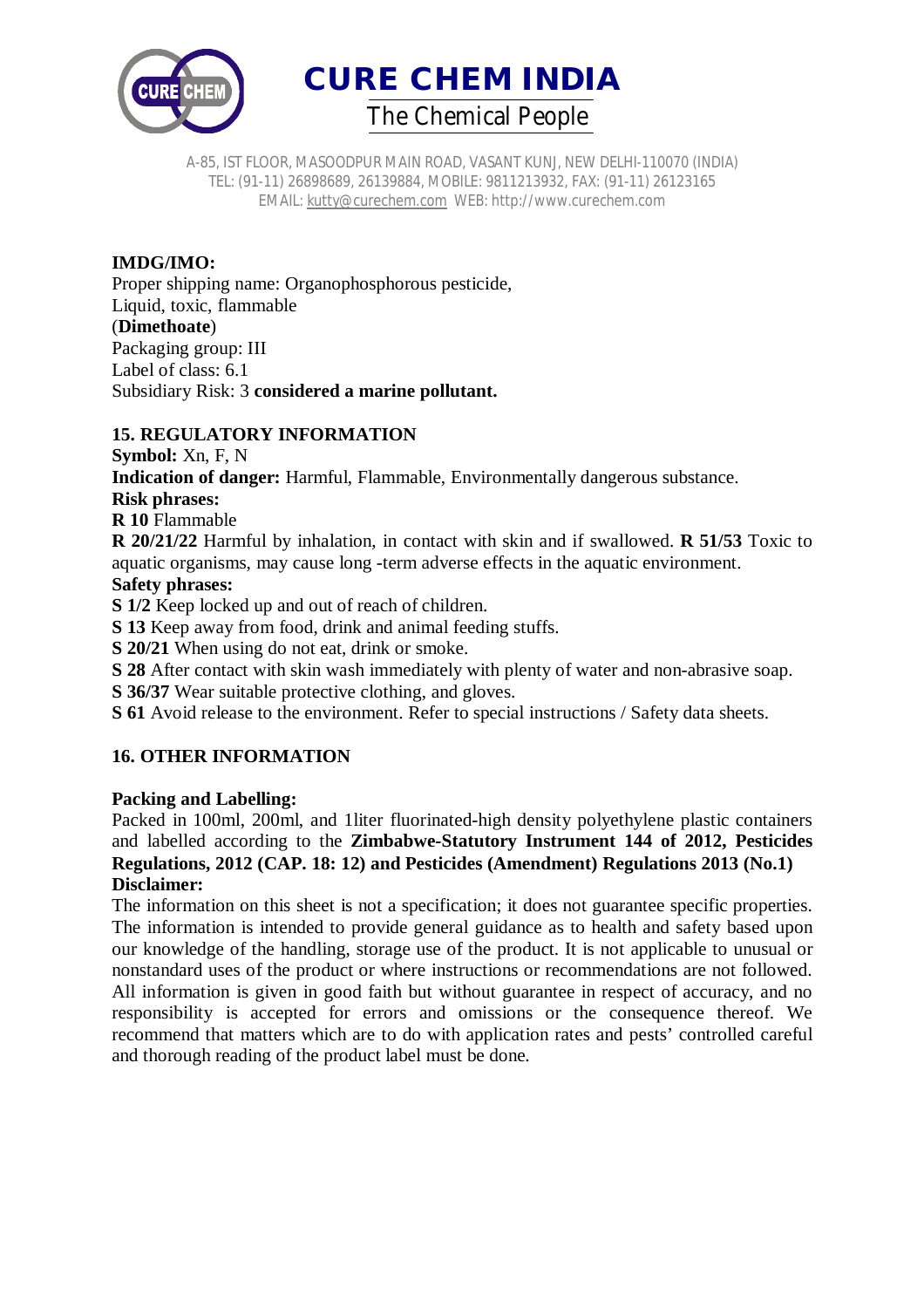**IMDG/IMO:**

Proper shipping name: Organophosphorous pesticide,
Liquid, toxic, flammable
(**Dimethoate**)
Packaging group: III
Label of class: 6.1
Subsidiary Risk: 3 **considered a marine pollutant.**

## 15. REGULATORY INFORMATION

**Symbol:** Xn, F, N

**Indication of danger:** Harmful, Flammable, Environmentally dangerous substance.

**Risk phrases:**

**R 10** Flammable

**R 20/21/22** Harmful by inhalation, in contact with skin and if swallowed. **R 51/53** Toxic to aquatic organisms, may cause long -term adverse effects in the aquatic environment.

**Safety phrases:**

**S 1/2** Keep locked up and out of reach of children.

**S 13** Keep away from food, drink and animal feeding stuffs.

**S 20/21** When using do not eat, drink or smoke.

**S 28** After contact with skin wash immediately with plenty of water and non-abrasive soap.

**S 36/37** Wear suitable protective clothing, and gloves.

**S 61** Avoid release to the environment. Refer to special instructions / Safety data sheets.

## 16. OTHER INFORMATION

**Packing and Labelling:**

Packed in 100ml, 200ml, and 1liter fluorinated-high density polyethylene plastic containers and labelled according to the **Zimbabwe-Statutory Instrument 144 of 2012, Pesticides Regulations, 2012 (CAP. 18: 12) and Pesticides (Amendment) Regulations 2013 (No.1)**

**Disclaimer:**

The information on this sheet is not a specification; it does not guarantee specific properties. The information is intended to provide general guidance as to health and safety based upon our knowledge of the handling, storage use of the product. It is not applicable to unusual or nonstandard uses of the product or where instructions or recommendations are not followed. All information is given in good faith but without guarantee in respect of accuracy, and no responsibility is accepted for errors and omissions or the consequence thereof. We recommend that matters which are to do with application rates and pests' controlled careful and thorough reading of the product label must be done.